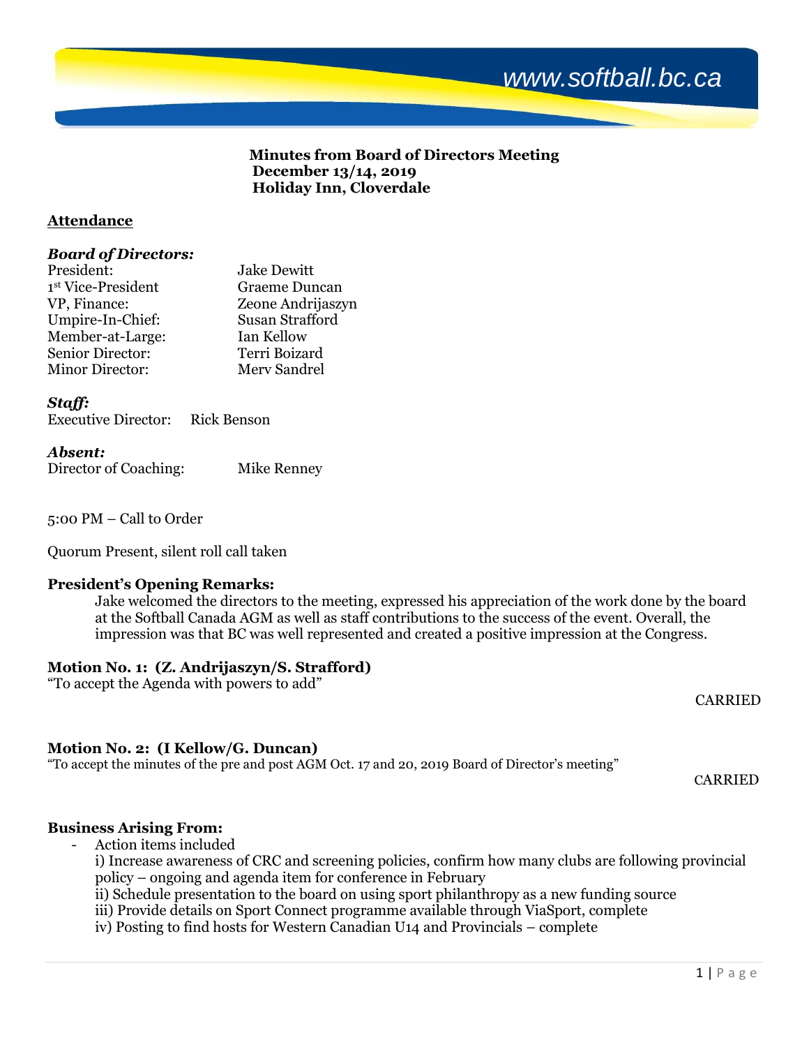**Minutes from Board of Directors Meeting**
**December 13/14, 2019**
**Holiday Inn, Cloverdale**

## Attendance

***Board of Directors:***

President: Jake Dewitt
1st Vice-President: Graeme Duncan
VP, Finance: Zeone Andrijaszyn
Umpire-In-Chief: Susan Strafford
Member-at-Large: Ian Kellow
Senior Director: Terri Boizard
Minor Director: Merv Sandrel

***Staff:***

Executive Director: Rick Benson

***Absent:***

Director of Coaching: Mike Renney

5:00 PM – Call to Order

Quorum Present, silent roll call taken

### President's Opening Remarks:

Jake welcomed the directors to the meeting, expressed his appreciation of the work done by the board at the Softball Canada AGM as well as staff contributions to the success of the event. Overall, the impression was that BC was well represented and created a positive impression at the Congress.

### Motion No. 1: (Z. Andrijaszyn/S. Strafford)

"To accept the Agenda with powers to add"

CARRIED

### Motion No. 2: (I Kellow/G. Duncan)

"To accept the minutes of the pre and post AGM Oct. 17 and 20, 2019 Board of Director's meeting"

CARRIED

### Business Arising From:

- Action items included

  i) Increase awareness of CRC and screening policies, confirm how many clubs are following provincial policy – ongoing and agenda item for conference in February
  ii) Schedule presentation to the board on using sport philanthropy as a new funding source
  iii) Provide details on Sport Connect programme available through ViaSport, complete
  iv) Posting to find hosts for Western Canadian U14 and Provincials – complete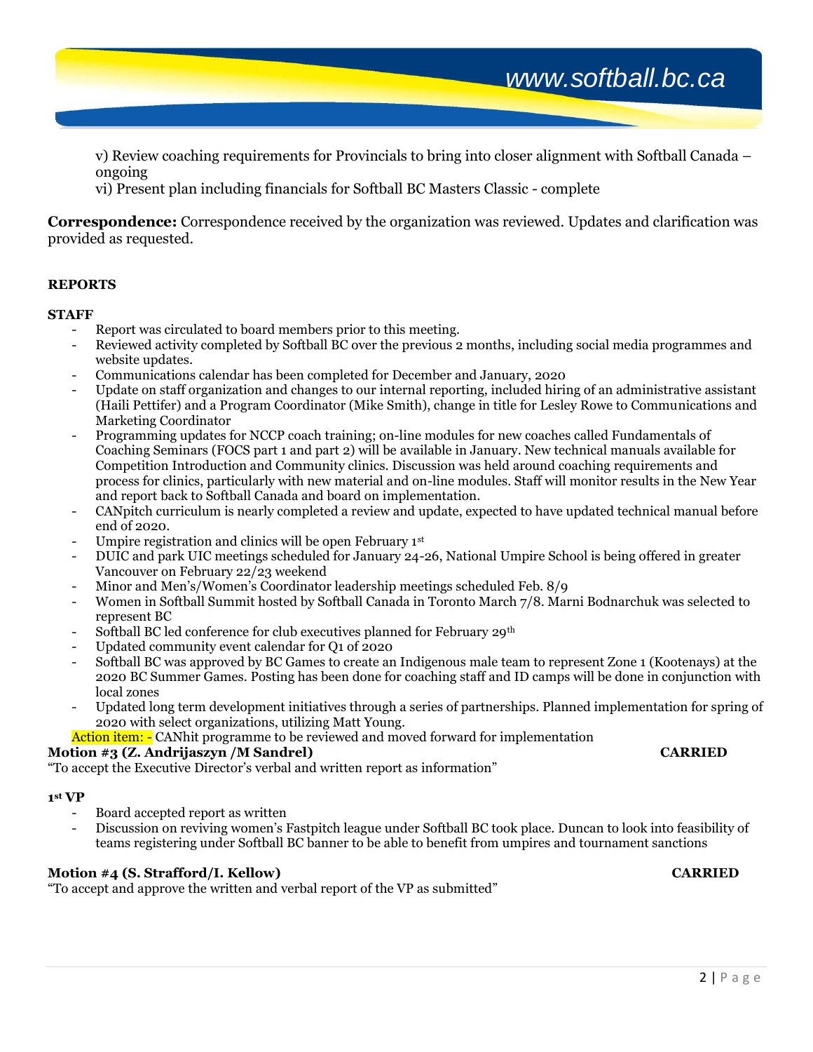v) Review coaching requirements for Provincials to bring into closer alignment with Softball Canada – ongoing
vi) Present plan including financials for Softball BC Masters Classic - complete

**Correspondence:** Correspondence received by the organization was reviewed. Updates and clarification was provided as requested.

**REPORTS**

**STAFF**

- Report was circulated to board members prior to this meeting.
- Reviewed activity completed by Softball BC over the previous 2 months, including social media programmes and website updates.
- Communications calendar has been completed for December and January, 2020
- Update on staff organization and changes to our internal reporting, included hiring of an administrative assistant (Haili Pettifer) and a Program Coordinator (Mike Smith), change in title for Lesley Rowe to Communications and Marketing Coordinator
- Programming updates for NCCP coach training; on-line modules for new coaches called Fundamentals of Coaching Seminars (FOCS part 1 and part 2) will be available in January. New technical manuals available for Competition Introduction and Community clinics. Discussion was held around coaching requirements and process for clinics, particularly with new material and on-line modules. Staff will monitor results in the New Year and report back to Softball Canada and board on implementation.
- CANpitch curriculum is nearly completed a review and update, expected to have updated technical manual before end of 2020.
- Umpire registration and clinics will be open February 1st
- DUIC and park UIC meetings scheduled for January 24-26, National Umpire School is being offered in greater Vancouver on February 22/23 weekend
- Minor and Men's/Women's Coordinator leadership meetings scheduled Feb. 8/9
- Women in Softball Summit hosted by Softball Canada in Toronto March 7/8. Marni Bodnarchuk was selected to represent BC
- Softball BC led conference for club executives planned for February 29th
- Updated community event calendar for Q1 of 2020
- Softball BC was approved by BC Games to create an Indigenous male team to represent Zone 1 (Kootenays) at the 2020 BC Summer Games. Posting has been done for coaching staff and ID camps will be done in conjunction with local zones
- Updated long term development initiatives through a series of partnerships. Planned implementation for spring of 2020 with select organizations, utilizing Matt Young.

Action item: - CANhit programme to be reviewed and moved forward for implementation

**Motion #3 (Z. Andrijaszyn /M Sandrel)** **CARRIED**
"To accept the Executive Director's verbal and written report as information"

**1st VP**

- Board accepted report as written
- Discussion on reviving women's Fastpitch league under Softball BC took place. Duncan to look into feasibility of teams registering under Softball BC banner to be able to benefit from umpires and tournament sanctions

**Motion #4 (S. Strafford/I. Kellow)** **CARRIED**
"To accept and approve the written and verbal report of the VP as submitted"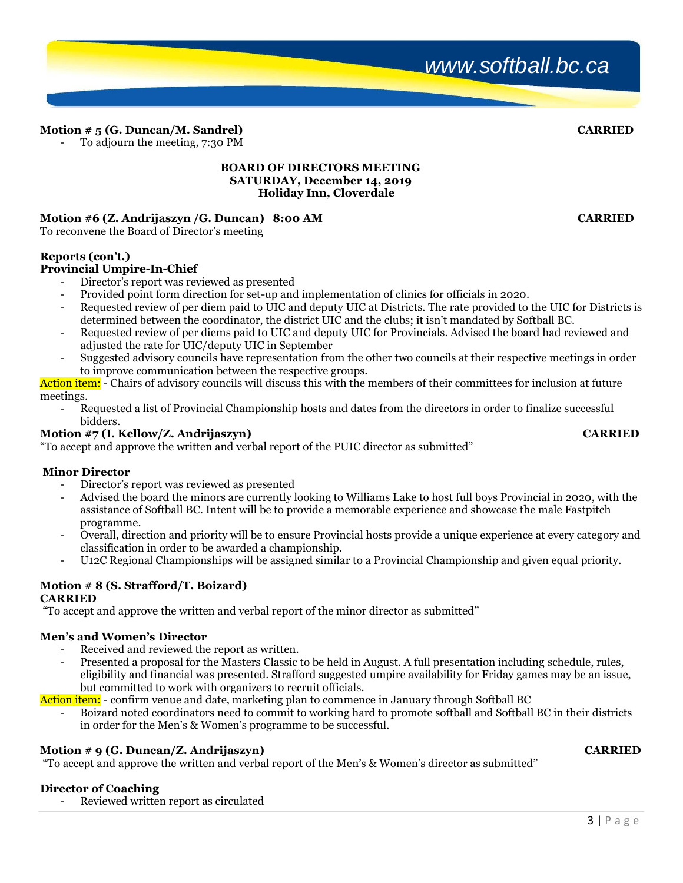**Motion # 5 (G. Duncan/M. Sandrel)** **CARRIED**

- To adjourn the meeting, 7:30 PM

**BOARD OF DIRECTORS MEETING**
**SATURDAY, December 14, 2019**
**Holiday Inn, Cloverdale**

**Motion #6 (Z. Andrijaszyn /G. Duncan) 8:00 AM** **CARRIED**

To reconvene the Board of Director's meeting

**Reports (con't.)**

**Provincial Umpire-In-Chief**

- Director's report was reviewed as presented
- Provided point form direction for set-up and implementation of clinics for officials in 2020.
- Requested review of per diem paid to UIC and deputy UIC at Districts. The rate provided to the UIC for Districts is determined between the coordinator, the district UIC and the clubs; it isn't mandated by Softball BC.
- Requested review of per diems paid to UIC and deputy UIC for Provincials. Advised the board had reviewed and adjusted the rate for UIC/deputy UIC in September
- Suggested advisory councils have representation from the other two councils at their respective meetings in order to improve communication between the respective groups.

Action item: - Chairs of advisory councils will discuss this with the members of their committees for inclusion at future meetings.

- Requested a list of Provincial Championship hosts and dates from the directors in order to finalize successful bidders.

**Motion #7 (I. Kellow/Z. Andrijaszyn)** **CARRIED**

"To accept and approve the written and verbal report of the PUIC director as submitted"

**Minor Director**

- Director's report was reviewed as presented
- Advised the board the minors are currently looking to Williams Lake to host full boys Provincial in 2020, with the assistance of Softball BC. Intent will be to provide a memorable experience and showcase the male Fastpitch programme.
- Overall, direction and priority will be to ensure Provincial hosts provide a unique experience at every category and classification in order to be awarded a championship.
- U12C Regional Championships will be assigned similar to a Provincial Championship and given equal priority.

**Motion # 8 (S. Strafford/T. Boizard)**
**CARRIED**

"To accept and approve the written and verbal report of the minor director as submitted"

**Men's and Women's Director**

- Received and reviewed the report as written.
- Presented a proposal for the Masters Classic to be held in August. A full presentation including schedule, rules, eligibility and financial was presented. Strafford suggested umpire availability for Friday games may be an issue, but committed to work with organizers to recruit officials.

Action item: - confirm venue and date, marketing plan to commence in January through Softball BC

- Boizard noted coordinators need to commit to working hard to promote softball and Softball BC in their districts in order for the Men's & Women's programme to be successful.

**Motion # 9 (G. Duncan/Z. Andrijaszyn)** **CARRIED**

"To accept and approve the written and verbal report of the Men's & Women's director as submitted"

**Director of Coaching**

- Reviewed written report as circulated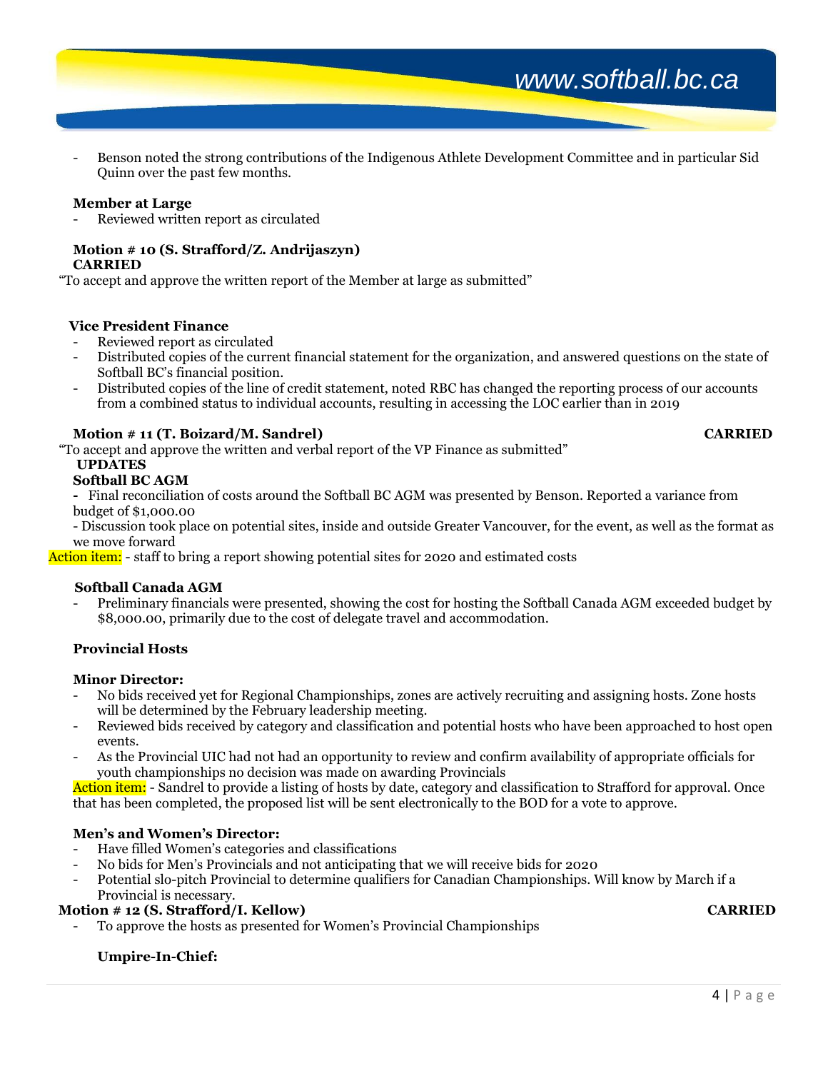- Benson noted the strong contributions of the Indigenous Athlete Development Committee and in particular Sid Quinn over the past few months.

**Member at Large**

- Reviewed written report as circulated

**Motion # 10 (S. Strafford/Z. Andrijaszyn)**
**CARRIED**

"To accept and approve the written report of the Member at large as submitted"

**Vice President Finance**

- Reviewed report as circulated
- Distributed copies of the current financial statement for the organization, and answered questions on the state of Softball BC's financial position.
- Distributed copies of the line of credit statement, noted RBC has changed the reporting process of our accounts from a combined status to individual accounts, resulting in accessing the LOC earlier than in 2019

**Motion # 11 (T. Boizard/M. Sandrel)** **CARRIED**

"To accept and approve the written and verbal report of the VP Finance as submitted"

**UPDATES**

**Softball BC AGM**

- Final reconciliation of costs around the Softball BC AGM was presented by Benson. Reported a variance from budget of $1,000.00
- Discussion took place on potential sites, inside and outside Greater Vancouver, for the event, as well as the format as we move forward

Action item: - staff to bring a report showing potential sites for 2020 and estimated costs

**Softball Canada AGM**

- Preliminary financials were presented, showing the cost for hosting the Softball Canada AGM exceeded budget by $8,000.00, primarily due to the cost of delegate travel and accommodation.

**Provincial Hosts**

**Minor Director:**

- No bids received yet for Regional Championships, zones are actively recruiting and assigning hosts. Zone hosts will be determined by the February leadership meeting.
- Reviewed bids received by category and classification and potential hosts who have been approached to host open events.
- As the Provincial UIC had not had an opportunity to review and confirm availability of appropriate officials for youth championships no decision was made on awarding Provincials

Action item: - Sandrel to provide a listing of hosts by date, category and classification to Strafford for approval. Once that has been completed, the proposed list will be sent electronically to the BOD for a vote to approve.

**Men's and Women's Director:**

- Have filled Women's categories and classifications
- No bids for Men's Provincials and not anticipating that we will receive bids for 2020
- Potential slo-pitch Provincial to determine qualifiers for Canadian Championships. Will know by March if a Provincial is necessary.

**Motion # 12 (S. Strafford/I. Kellow)** **CARRIED**

- To approve the hosts as presented for Women's Provincial Championships

**Umpire-In-Chief:**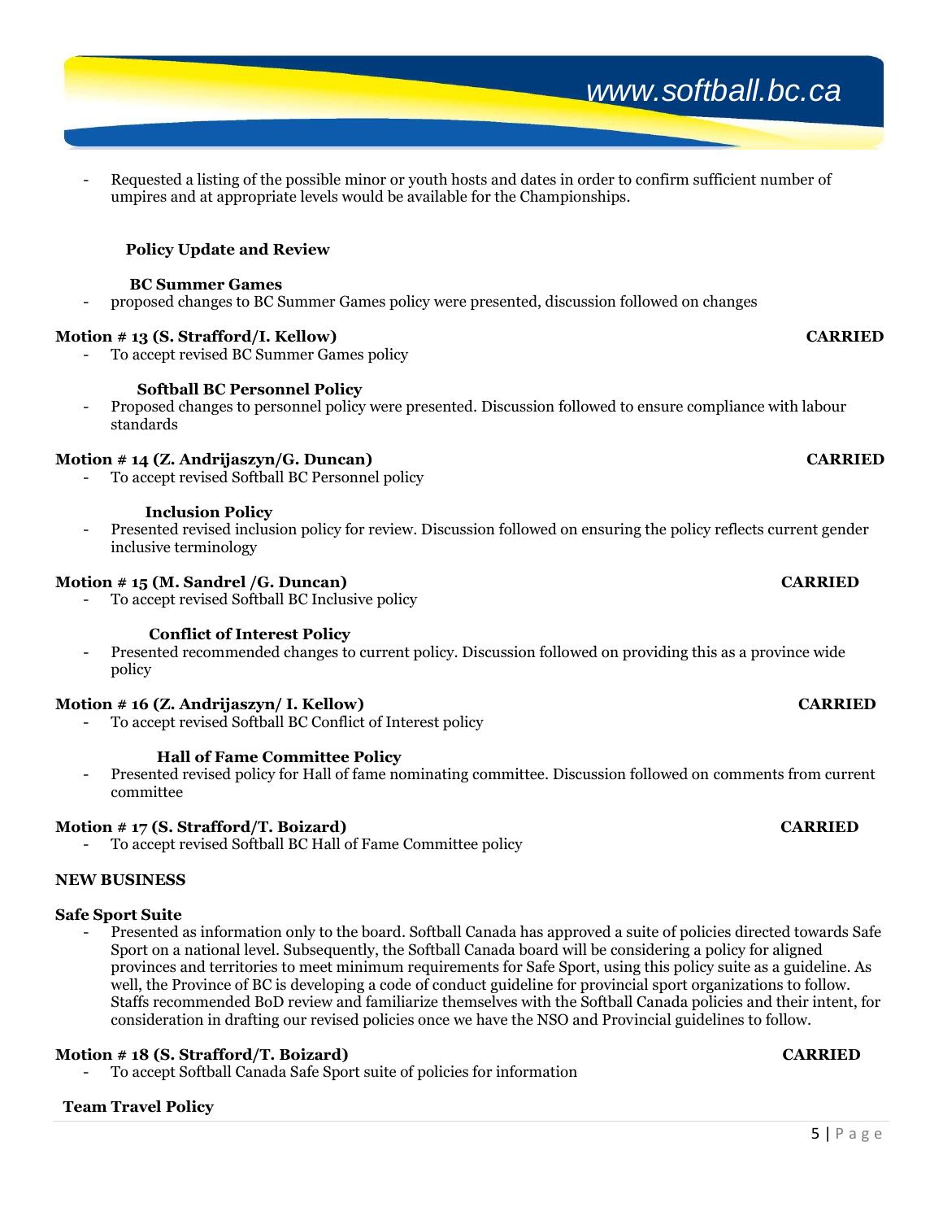- Requested a listing of the possible minor or youth hosts and dates in order to confirm sufficient number of umpires and at appropriate levels would be available for the Championships.

**Policy Update and Review**

**BC Summer Games**

- proposed changes to BC Summer Games policy were presented, discussion followed on changes

**Motion # 13 (S. Strafford/I. Kellow)** **CARRIED**

- To accept revised BC Summer Games policy

**Softball BC Personnel Policy**

- Proposed changes to personnel policy were presented. Discussion followed to ensure compliance with labour standards

**Motion # 14 (Z. Andrijaszyn/G. Duncan)** **CARRIED**

- To accept revised Softball BC Personnel policy

**Inclusion Policy**

- Presented revised inclusion policy for review. Discussion followed on ensuring the policy reflects current gender inclusive terminology

**Motion # 15 (M. Sandrel /G. Duncan)** **CARRIED**

- To accept revised Softball BC Inclusive policy

**Conflict of Interest Policy**

- Presented recommended changes to current policy. Discussion followed on providing this as a province wide policy

**Motion # 16 (Z. Andrijaszyn/ I. Kellow)** **CARRIED**

- To accept revised Softball BC Conflict of Interest policy

**Hall of Fame Committee Policy**

- Presented revised policy for Hall of fame nominating committee. Discussion followed on comments from current committee

**Motion # 17 (S. Strafford/T. Boizard)** **CARRIED**

- To accept revised Softball BC Hall of Fame Committee policy

**NEW BUSINESS**

**Safe Sport Suite**

- Presented as information only to the board. Softball Canada has approved a suite of policies directed towards Safe Sport on a national level. Subsequently, the Softball Canada board will be considering a policy for aligned provinces and territories to meet minimum requirements for Safe Sport, using this policy suite as a guideline. As well, the Province of BC is developing a code of conduct guideline for provincial sport organizations to follow. Staffs recommended BoD review and familiarize themselves with the Softball Canada policies and their intent, for consideration in drafting our revised policies once we have the NSO and Provincial guidelines to follow.

**Motion # 18 (S. Strafford/T. Boizard)** **CARRIED**

- To accept Softball Canada Safe Sport suite of policies for information

**Team Travel Policy**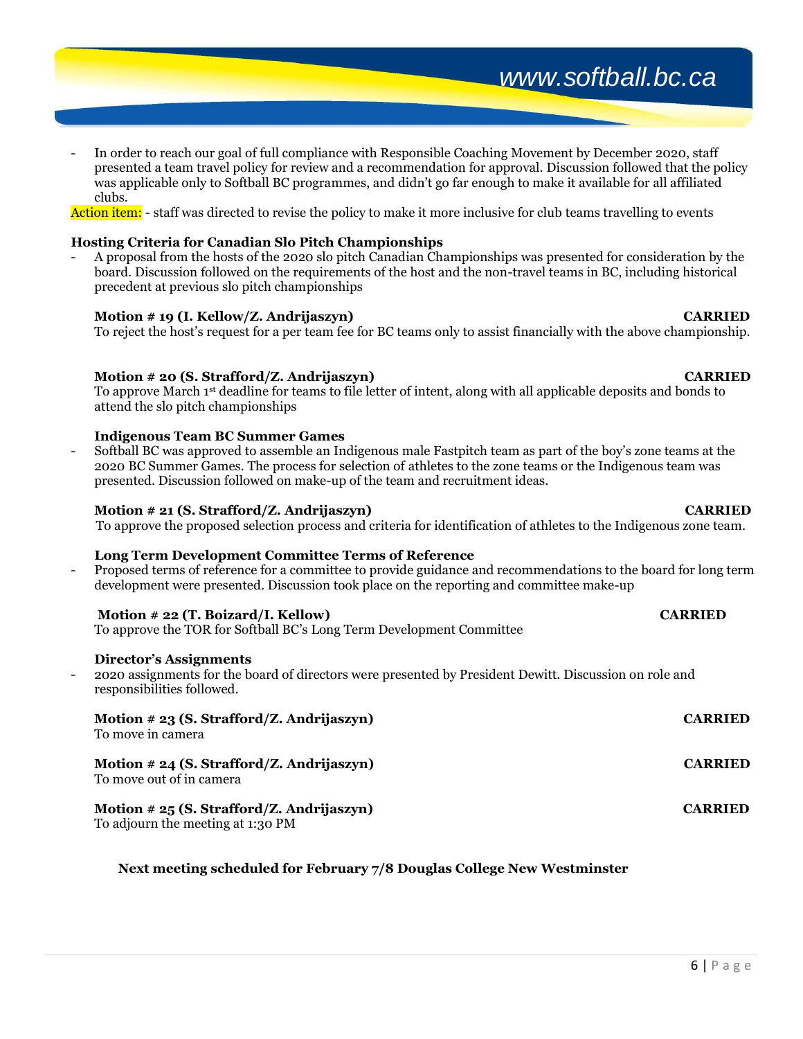- In order to reach our goal of full compliance with Responsible Coaching Movement by December 2020, staff presented a team travel policy for review and a recommendation for approval. Discussion followed that the policy was applicable only to Softball BC programmes, and didn't go far enough to make it available for all affiliated clubs.

Action item: - staff was directed to revise the policy to make it more inclusive for club teams travelling to events

**Hosting Criteria for Canadian Slo Pitch Championships**

- A proposal from the hosts of the 2020 slo pitch Canadian Championships was presented for consideration by the board. Discussion followed on the requirements of the host and the non-travel teams in BC, including historical precedent at previous slo pitch championships

**Motion # 19 (I. Kellow/Z. Andrijaszyn)** **CARRIED**
To reject the host's request for a per team fee for BC teams only to assist financially with the above championship.

**Motion # 20 (S. Strafford/Z. Andrijaszyn)** **CARRIED**
To approve March 1st deadline for teams to file letter of intent, along with all applicable deposits and bonds to attend the slo pitch championships

**Indigenous Team BC Summer Games**

- Softball BC was approved to assemble an Indigenous male Fastpitch team as part of the boy's zone teams at the 2020 BC Summer Games. The process for selection of athletes to the zone teams or the Indigenous team was presented. Discussion followed on make-up of the team and recruitment ideas.

**Motion # 21 (S. Strafford/Z. Andrijaszyn)** **CARRIED**
To approve the proposed selection process and criteria for identification of athletes to the Indigenous zone team.

**Long Term Development Committee Terms of Reference**

- Proposed terms of reference for a committee to provide guidance and recommendations to the board for long term development were presented. Discussion took place on the reporting and committee make-up

**Motion # 22 (T. Boizard/I. Kellow)** **CARRIED**
To approve the TOR for Softball BC's Long Term Development Committee

**Director's Assignments**

- 2020 assignments for the board of directors were presented by President Dewitt. Discussion on role and responsibilities followed.

**Motion # 23 (S. Strafford/Z. Andrijaszyn)** **CARRIED**
To move in camera

**Motion # 24 (S. Strafford/Z. Andrijaszyn)** **CARRIED**
To move out of in camera

**Motion # 25 (S. Strafford/Z. Andrijaszyn)** **CARRIED**
To adjourn the meeting at 1:30 PM

**Next meeting scheduled for February 7/8 Douglas College New Westminster**